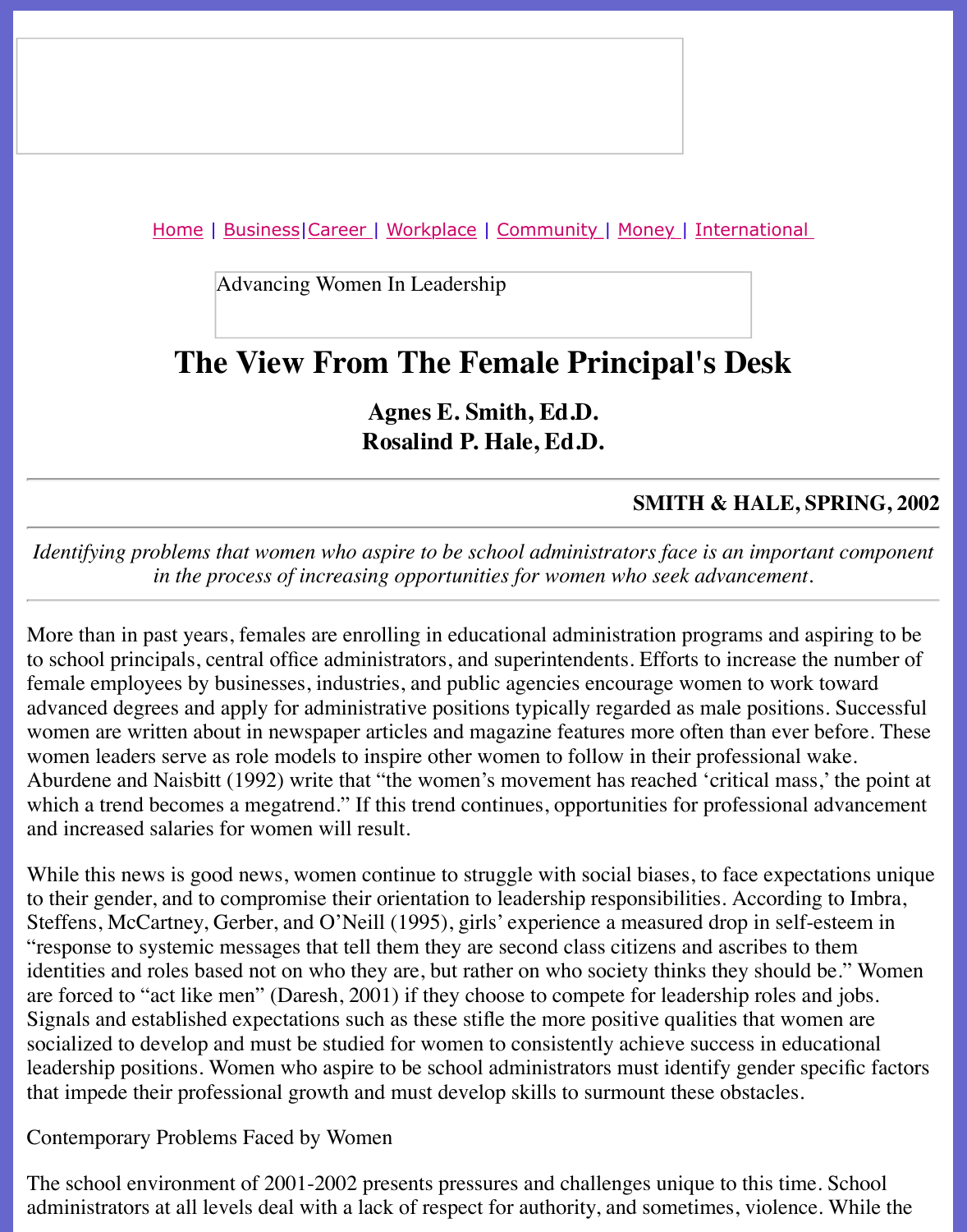Home | Business|Career | Workplace | Community | Money | International

Advancing Women In Leadership

# The View From The Female Principal's Desk

**Agnes E. Smith, Ed.D.**
**Rosalind P. Hale, Ed.D.**

---

**SMITH & HALE, SPRING, 2002**

---

*Identifying problems that women who aspire to be school administrators face is an important component in the process of increasing opportunities for women who seek advancement.*

---

More than in past years, females are enrolling in educational administration programs and aspiring to be to school principals, central office administrators, and superintendents. Efforts to increase the number of female employees by businesses, industries, and public agencies encourage women to work toward advanced degrees and apply for administrative positions typically regarded as male positions. Successful women are written about in newspaper articles and magazine features more often than ever before. These women leaders serve as role models to inspire other women to follow in their professional wake. Aburdene and Naisbitt (1992) write that "the women's movement has reached 'critical mass,' the point at which a trend becomes a megatrend." If this trend continues, opportunities for professional advancement and increased salaries for women will result.

While this news is good news, women continue to struggle with social biases, to face expectations unique to their gender, and to compromise their orientation to leadership responsibilities. According to Imbra, Steffens, McCartney, Gerber, and O'Neill (1995), girls' experience a measured drop in self-esteem in "response to systemic messages that tell them they are second class citizens and ascribes to them identities and roles based not on who they are, but rather on who society thinks they should be." Women are forced to "act like men" (Daresh, 2001) if they choose to compete for leadership roles and jobs. Signals and established expectations such as these stifle the more positive qualities that women are socialized to develop and must be studied for women to consistently achieve success in educational leadership positions. Women who aspire to be school administrators must identify gender specific factors that impede their professional growth and must develop skills to surmount these obstacles.

## Contemporary Problems Faced by Women

The school environment of 2001-2002 presents pressures and challenges unique to this time. School administrators at all levels deal with a lack of respect for authority, and sometimes, violence. While the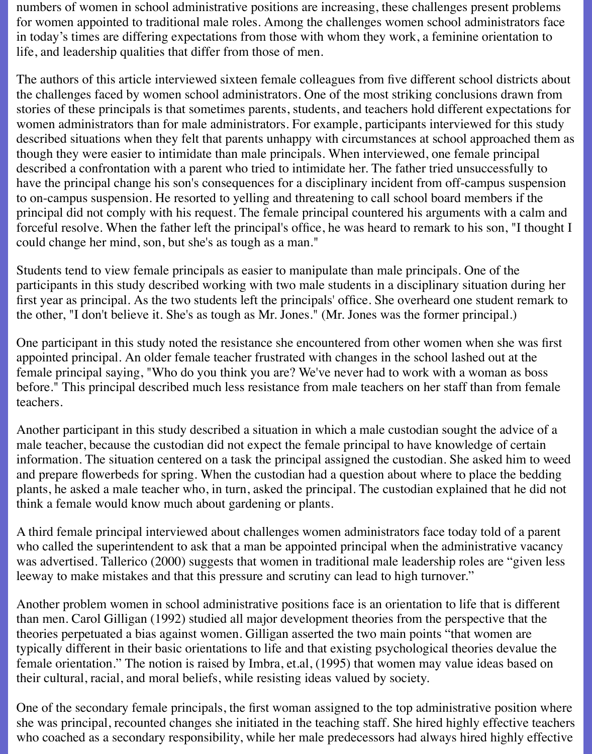numbers of women in school administrative positions are increasing, these challenges present problems for women appointed to traditional male roles. Among the challenges women school administrators face in today's times are differing expectations from those with whom they work, a feminine orientation to life, and leadership qualities that differ from those of men.

The authors of this article interviewed sixteen female colleagues from five different school districts about the challenges faced by women school administrators. One of the most striking conclusions drawn from stories of these principals is that sometimes parents, students, and teachers hold different expectations for women administrators than for male administrators. For example, participants interviewed for this study described situations when they felt that parents unhappy with circumstances at school approached them as though they were easier to intimidate than male principals. When interviewed, one female principal described a confrontation with a parent who tried to intimidate her. The father tried unsuccessfully to have the principal change his son's consequences for a disciplinary incident from off-campus suspension to on-campus suspension. He resorted to yelling and threatening to call school board members if the principal did not comply with his request. The female principal countered his arguments with a calm and forceful resolve. When the father left the principal's office, he was heard to remark to his son, "I thought I could change her mind, son, but she's as tough as a man."

Students tend to view female principals as easier to manipulate than male principals. One of the participants in this study described working with two male students in a disciplinary situation during her first year as principal. As the two students left the principals' office. She overheard one student remark to the other, "I don't believe it. She's as tough as Mr. Jones." (Mr. Jones was the former principal.)

One participant in this study noted the resistance she encountered from other women when she was first appointed principal. An older female teacher frustrated with changes in the school lashed out at the female principal saying, "Who do you think you are? We've never had to work with a woman as boss before." This principal described much less resistance from male teachers on her staff than from female teachers.

Another participant in this study described a situation in which a male custodian sought the advice of a male teacher, because the custodian did not expect the female principal to have knowledge of certain information. The situation centered on a task the principal assigned the custodian. She asked him to weed and prepare flowerbeds for spring. When the custodian had a question about where to place the bedding plants, he asked a male teacher who, in turn, asked the principal. The custodian explained that he did not think a female would know much about gardening or plants.

A third female principal interviewed about challenges women administrators face today told of a parent who called the superintendent to ask that a man be appointed principal when the administrative vacancy was advertised. Tallerico (2000) suggests that women in traditional male leadership roles are "given less leeway to make mistakes and that this pressure and scrutiny can lead to high turnover."

Another problem women in school administrative positions face is an orientation to life that is different than men. Carol Gilligan (1992) studied all major development theories from the perspective that the theories perpetuated a bias against women. Gilligan asserted the two main points "that women are typically different in their basic orientations to life and that existing psychological theories devalue the female orientation." The notion is raised by Imbra, et.al, (1995) that women may value ideas based on their cultural, racial, and moral beliefs, while resisting ideas valued by society.

One of the secondary female principals, the first woman assigned to the top administrative position where she was principal, recounted changes she initiated in the teaching staff. She hired highly effective teachers who coached as a secondary responsibility, while her male predecessors had always hired highly effective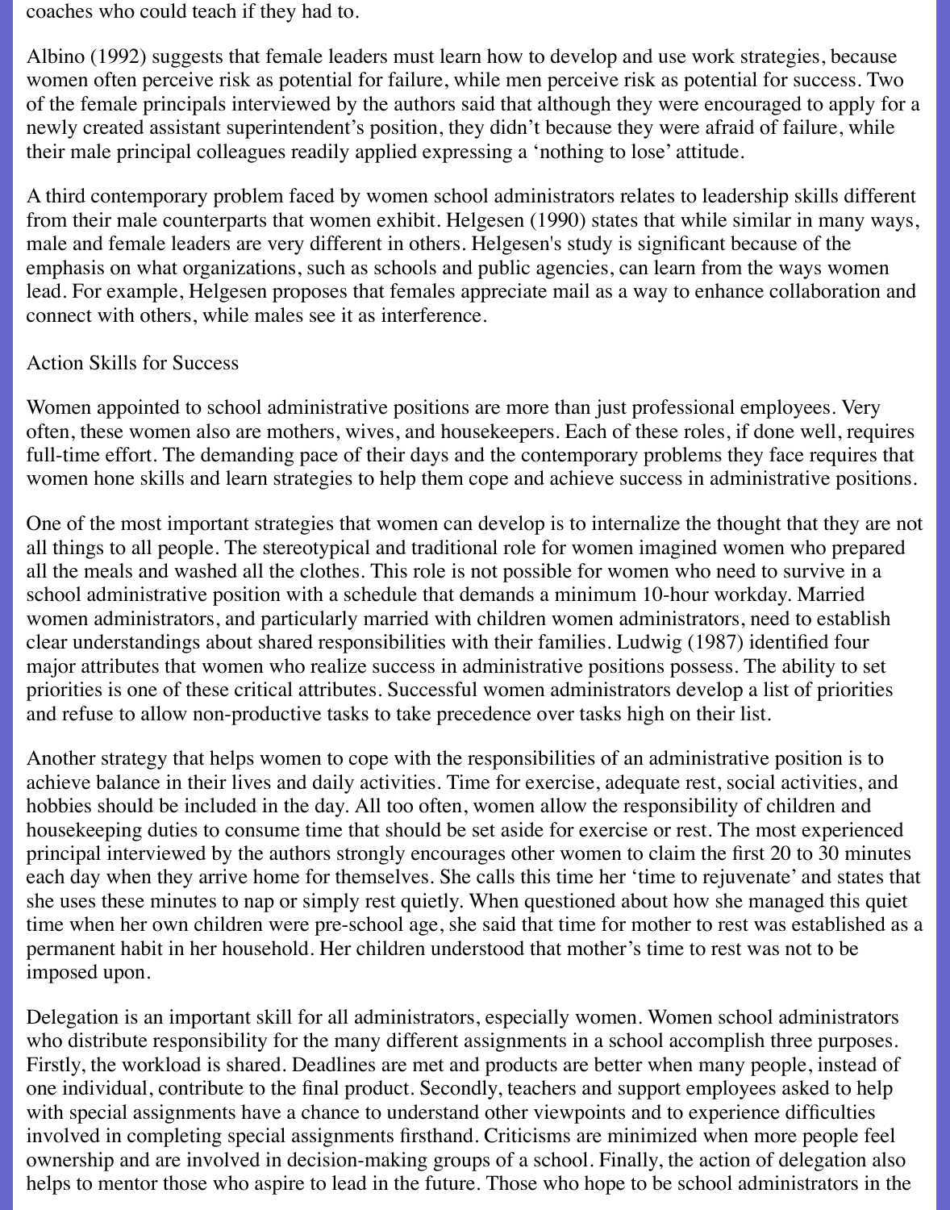coaches who could teach if they had to.

Albino (1992) suggests that female leaders must learn how to develop and use work strategies, because women often perceive risk as potential for failure, while men perceive risk as potential for success. Two of the female principals interviewed by the authors said that although they were encouraged to apply for a newly created assistant superintendent's position, they didn't because they were afraid of failure, while their male principal colleagues readily applied expressing a 'nothing to lose' attitude.

A third contemporary problem faced by women school administrators relates to leadership skills different from their male counterparts that women exhibit. Helgesen (1990) states that while similar in many ways, male and female leaders are very different in others. Helgesen's study is significant because of the emphasis on what organizations, such as schools and public agencies, can learn from the ways women lead. For example, Helgesen proposes that females appreciate mail as a way to enhance collaboration and connect with others, while males see it as interference.

## Action Skills for Success

Women appointed to school administrative positions are more than just professional employees. Very often, these women also are mothers, wives, and housekeepers. Each of these roles, if done well, requires full-time effort. The demanding pace of their days and the contemporary problems they face requires that women hone skills and learn strategies to help them cope and achieve success in administrative positions.

One of the most important strategies that women can develop is to internalize the thought that they are not all things to all people. The stereotypical and traditional role for women imagined women who prepared all the meals and washed all the clothes. This role is not possible for women who need to survive in a school administrative position with a schedule that demands a minimum 10-hour workday. Married women administrators, and particularly married with children women administrators, need to establish clear understandings about shared responsibilities with their families. Ludwig (1987) identified four major attributes that women who realize success in administrative positions possess. The ability to set priorities is one of these critical attributes. Successful women administrators develop a list of priorities and refuse to allow non-productive tasks to take precedence over tasks high on their list.

Another strategy that helps women to cope with the responsibilities of an administrative position is to achieve balance in their lives and daily activities. Time for exercise, adequate rest, social activities, and hobbies should be included in the day. All too often, women allow the responsibility of children and housekeeping duties to consume time that should be set aside for exercise or rest. The most experienced principal interviewed by the authors strongly encourages other women to claim the first 20 to 30 minutes each day when they arrive home for themselves. She calls this time her 'time to rejuvenate' and states that she uses these minutes to nap or simply rest quietly. When questioned about how she managed this quiet time when her own children were pre-school age, she said that time for mother to rest was established as a permanent habit in her household. Her children understood that mother's time to rest was not to be imposed upon.

Delegation is an important skill for all administrators, especially women. Women school administrators who distribute responsibility for the many different assignments in a school accomplish three purposes. Firstly, the workload is shared. Deadlines are met and products are better when many people, instead of one individual, contribute to the final product. Secondly, teachers and support employees asked to help with special assignments have a chance to understand other viewpoints and to experience difficulties involved in completing special assignments firsthand. Criticisms are minimized when more people feel ownership and are involved in decision-making groups of a school. Finally, the action of delegation also helps to mentor those who aspire to lead in the future. Those who hope to be school administrators in the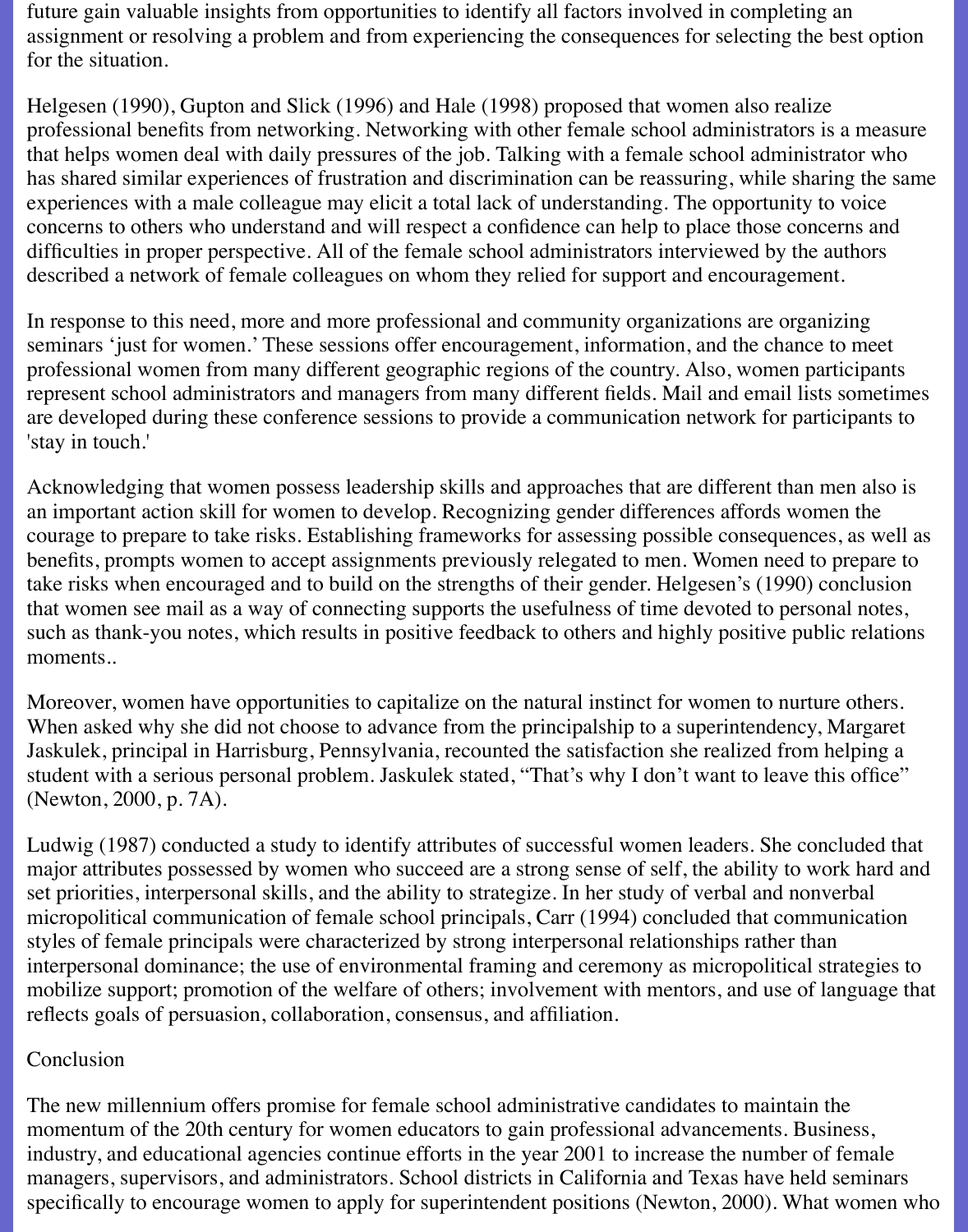future gain valuable insights from opportunities to identify all factors involved in completing an assignment or resolving a problem and from experiencing the consequences for selecting the best option for the situation.

Helgesen (1990), Gupton and Slick (1996) and Hale (1998) proposed that women also realize professional benefits from networking. Networking with other female school administrators is a measure that helps women deal with daily pressures of the job. Talking with a female school administrator who has shared similar experiences of frustration and discrimination can be reassuring, while sharing the same experiences with a male colleague may elicit a total lack of understanding. The opportunity to voice concerns to others who understand and will respect a confidence can help to place those concerns and difficulties in proper perspective. All of the female school administrators interviewed by the authors described a network of female colleagues on whom they relied for support and encouragement.

In response to this need, more and more professional and community organizations are organizing seminars 'just for women.' These sessions offer encouragement, information, and the chance to meet professional women from many different geographic regions of the country. Also, women participants represent school administrators and managers from many different fields. Mail and email lists sometimes are developed during these conference sessions to provide a communication network for participants to 'stay in touch.'

Acknowledging that women possess leadership skills and approaches that are different than men also is an important action skill for women to develop. Recognizing gender differences affords women the courage to prepare to take risks. Establishing frameworks for assessing possible consequences, as well as benefits, prompts women to accept assignments previously relegated to men. Women need to prepare to take risks when encouraged and to build on the strengths of their gender. Helgesen's (1990) conclusion that women see mail as a way of connecting supports the usefulness of time devoted to personal notes, such as thank-you notes, which results in positive feedback to others and highly positive public relations moments..

Moreover, women have opportunities to capitalize on the natural instinct for women to nurture others. When asked why she did not choose to advance from the principalship to a superintendency, Margaret Jaskulek, principal in Harrisburg, Pennsylvania, recounted the satisfaction she realized from helping a student with a serious personal problem. Jaskulek stated, "That's why I don't want to leave this office" (Newton, 2000, p. 7A).

Ludwig (1987) conducted a study to identify attributes of successful women leaders. She concluded that major attributes possessed by women who succeed are a strong sense of self, the ability to work hard and set priorities, interpersonal skills, and the ability to strategize. In her study of verbal and nonverbal micropolitical communication of female school principals, Carr (1994) concluded that communication styles of female principals were characterized by strong interpersonal relationships rather than interpersonal dominance; the use of environmental framing and ceremony as micropolitical strategies to mobilize support; promotion of the welfare of others; involvement with mentors, and use of language that reflects goals of persuasion, collaboration, consensus, and affiliation.

## Conclusion

The new millennium offers promise for female school administrative candidates to maintain the momentum of the 20th century for women educators to gain professional advancements. Business, industry, and educational agencies continue efforts in the year 2001 to increase the number of female managers, supervisors, and administrators. School districts in California and Texas have held seminars specifically to encourage women to apply for superintendent positions (Newton, 2000). What women who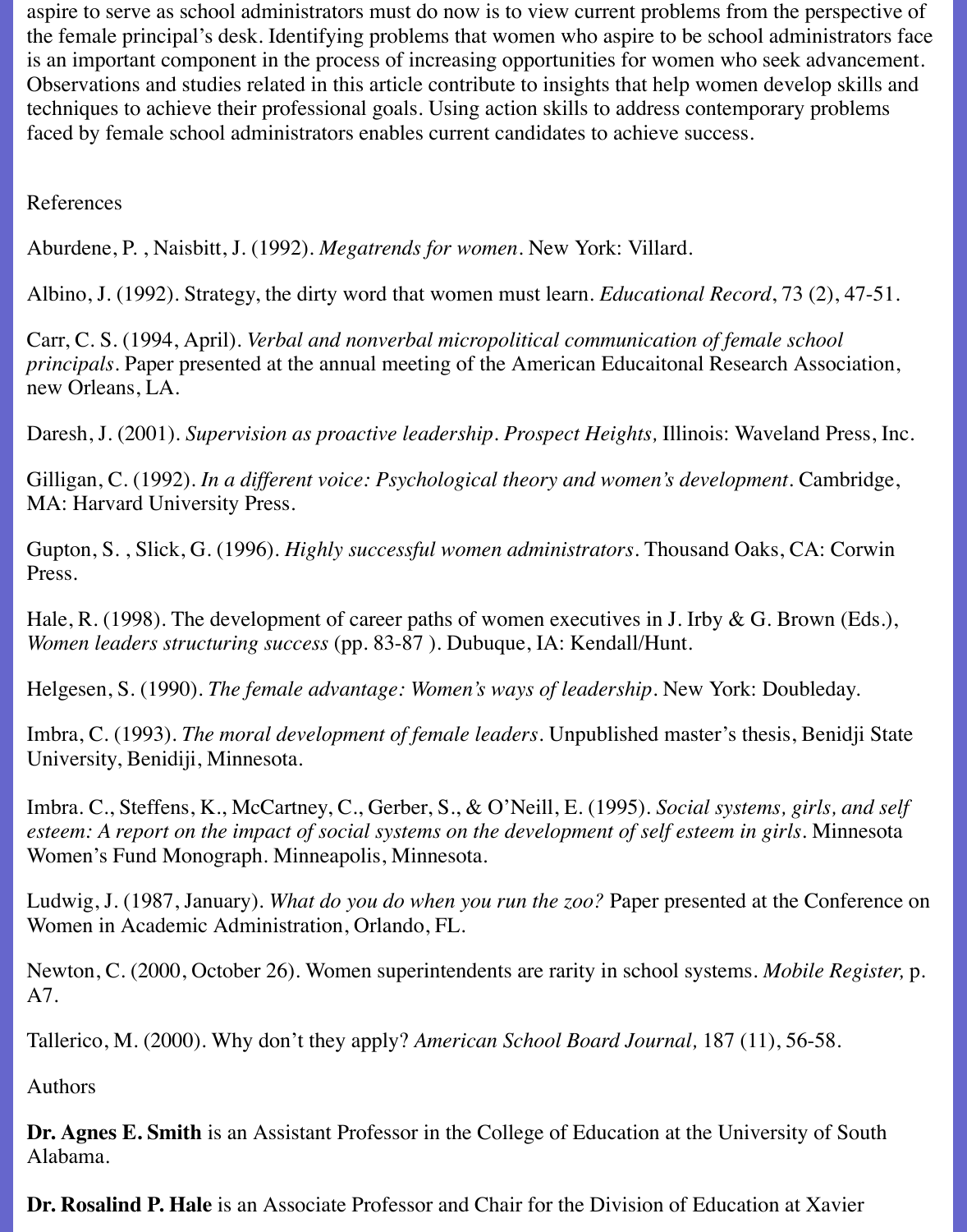aspire to serve as school administrators must do now is to view current problems from the perspective of the female principal's desk. Identifying problems that women who aspire to be school administrators face is an important component in the process of increasing opportunities for women who seek advancement. Observations and studies related in this article contribute to insights that help women develop skills and techniques to achieve their professional goals. Using action skills to address contemporary problems faced by female school administrators enables current candidates to achieve success.

## References

Aburdene, P. , Naisbitt, J. (1992). *Megatrends for women*. New York: Villard.

Albino, J. (1992). Strategy, the dirty word that women must learn. *Educational Record*, 73 (2), 47-51.

Carr, C. S. (1994, April). *Verbal and nonverbal micropolitical communication of female school principals*. Paper presented at the annual meeting of the American Educaitonal Research Association, new Orleans, LA.

Daresh, J. (2001). *Supervision as proactive leadership*. *Prospect Heights,* Illinois: Waveland Press, Inc.

Gilligan, C. (1992). *In a different voice: Psychological theory and women's development*. Cambridge, MA: Harvard University Press.

Gupton, S. , Slick, G. (1996). *Highly successful women administrators*. Thousand Oaks, CA: Corwin Press.

Hale, R. (1998). The development of career paths of women executives in J. Irby & G. Brown (Eds.), *Women leaders structuring success* (pp. 83-87 ). Dubuque, IA: Kendall/Hunt.

Helgesen, S. (1990). *The female advantage: Women's ways of leadership*. New York: Doubleday.

Imbra, C. (1993). *The moral development of female leaders*. Unpublished master's thesis, Benidji State University, Benidiji, Minnesota.

Imbra. C., Steffens, K., McCartney, C., Gerber, S., & O'Neill, E. (1995). *Social systems, girls, and self esteem: A report on the impact of social systems on the development of self esteem in girls*. Minnesota Women's Fund Monograph. Minneapolis, Minnesota.

Ludwig, J. (1987, January). *What do you do when you run the zoo?* Paper presented at the Conference on Women in Academic Administration, Orlando, FL.

Newton, C. (2000, October 26). Women superintendents are rarity in school systems. *Mobile Register,* p. A7.

Tallerico, M. (2000). Why don't they apply? *American School Board Journal,* 187 (11), 56-58.

## Authors

**Dr. Agnes E. Smith** is an Assistant Professor in the College of Education at the University of South Alabama.

**Dr. Rosalind P. Hale** is an Associate Professor and Chair for the Division of Education at Xavier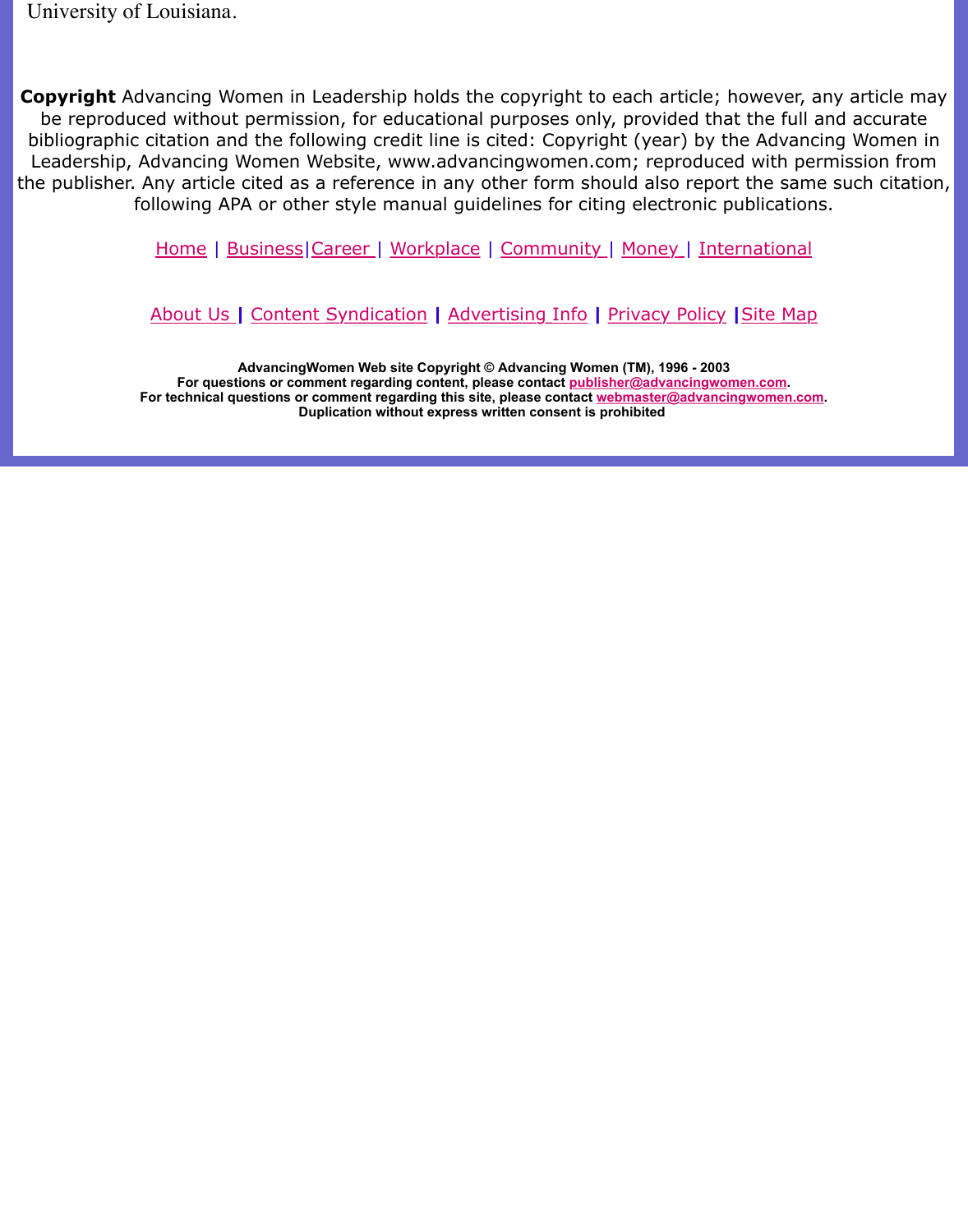University of Louisiana.

**Copyright** Advancing Women in Leadership holds the copyright to each article; however, any article may be reproduced without permission, for educational purposes only, provided that the full and accurate bibliographic citation and the following credit line is cited: Copyright (year) by the Advancing Women in Leadership, Advancing Women Website, www.advancingwomen.com; reproduced with permission from the publisher. Any article cited as a reference in any other form should also report the same such citation, following APA or other style manual guidelines for citing electronic publications.

Home | Business|Career | Workplace | Community | Money | International

About Us | Content Syndication | Advertising Info | Privacy Policy |Site Map

**AdvancingWomen Web site Copyright © Advancing Women (TM), 1996 - 2003**
**For questions or comment regarding content, please contact publisher@advancingwomen.com.**
**For technical questions or comment regarding this site, please contact webmaster@advancingwomen.com.**
**Duplication without express written consent is prohibited**